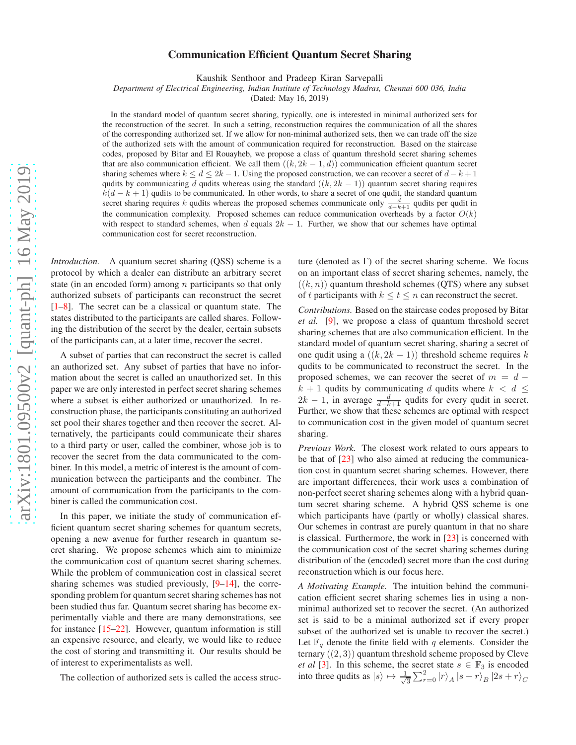# Communication Efficient Quantum Secret Sharing

Kaushik Senthoor and Pradeep Kiran Sarvepalli

*Department of Electrical Engineering, Indian Institute of Technology Madras, Chennai 600 036, India*

(Dated: May 16, 2019)

In the standard model of quantum secret sharing, typically, one is interested in minimal authorized sets for the reconstruction of the secret. In such a setting, reconstruction requires the communication of all the shares of the corresponding authorized set. If we allow for non-minimal authorized sets, then we can trade off the size of the authorized sets with the amount of communication required for reconstruction. Based on the staircase codes, proposed by Bitar and El Rouayheb, we propose a class of quantum threshold secret sharing schemes that are also communication efficient. We call them $((k, 2k-1, d))$ communication efficient quantum secret sharing schemes where $k \leq d \leq 2k-1$. Using the proposed construction, we can recover a secret of $d-k+1$ qudits by communicating $d$ qudits whereas the standard $((k, 2k-1))$ quantum secret sharing requires $k(d-k+1)$ qudits to be communicated. In other words, to share a secret of one qudit, the standard quantum secret sharing requires $k$ qudits whereas the proposed schemes communicate only $\frac{d}{d-k+1}$ qudits per qudit in the communication complexity. Proposed schemes can reduce communication overheads by a factor $O(k)$ with respect to standard schemes, when $d$ equals $2k-1$. Further, we show that our schemes have optimal communication cost for secret reconstruction.

*Introduction.* A quantum secret sharing (QSS) scheme is a protocol by which a dealer can distribute an arbitrary secret state (in an encoded form) among $n$ participants so that only authorized subsets of participants can reconstruct the secret [1–8]. The secret can be a classical or quantum state. The states distributed to the participants are called shares. Following the distribution of the secret by the dealer, certain subsets of the participants can, at a later time, recover the secret.

A subset of parties that can reconstruct the secret is called an authorized set. Any subset of parties that have no information about the secret is called an unauthorized set. In this paper we are only interested in perfect secret sharing schemes where a subset is either authorized or unauthorized. In reconstruction phase, the participants constituting an authorized set pool their shares together and then recover the secret. Alternatively, the participants could communicate their shares to a third party or user, called the combiner, whose job is to recover the secret from the data communicated to the combiner. In this model, a metric of interest is the amount of communication between the participants and the combiner. The amount of communication from the participants to the combiner is called the communication cost.

In this paper, we initiate the study of communication efficient quantum secret sharing schemes for quantum secrets, opening a new avenue for further research in quantum secret sharing. We propose schemes which aim to minimize the communication cost of quantum secret sharing schemes. While the problem of communication cost in classical secret sharing schemes was studied previously, [9–14], the corresponding problem for quantum secret sharing schemes has not been studied thus far. Quantum secret sharing has become experimentally viable and there are many demonstrations, see for instance [15–22]. However, quantum information is still an expensive resource, and clearly, we would like to reduce the cost of storing and transmitting it. Our results should be of interest to experimentalists as well.

The collection of authorized sets is called the access structure (denoted as $\Gamma$) of the secret sharing scheme. We focus on an important class of secret sharing schemes, namely, the $((k, n))$ quantum threshold schemes (QTS) where any subset of $t$ participants with $k \leq t \leq n$ can reconstruct the secret.

*Contributions.* Based on the staircase codes proposed by Bitar *et al.* [9], we propose a class of quantum threshold secret sharing schemes that are also communication efficient. In the standard model of quantum secret sharing, sharing a secret of one qudit using a $((k, 2k-1))$ threshold scheme requires $k$ qudits to be communicated to reconstruct the secret. In the proposed schemes, we can recover the secret of $m = d - k + 1$ qudits by communicating $d$ qudits where $k < d \leq 2k-1$, in average $\frac{d}{d-k+1}$ qudits for every qudit in secret. Further, we show that these schemes are optimal with respect to communication cost in the given model of quantum secret sharing.

*Previous Work.* The closest work related to ours appears to be that of [23] who also aimed at reducing the communication cost in quantum secret sharing schemes. However, there are important differences, their work uses a combination of non-perfect secret sharing schemes along with a hybrid quantum secret sharing scheme. A hybrid QSS scheme is one which participants have (partly or wholly) classical shares. Our schemes in contrast are purely quantum in that no share is classical. Furthermore, the work in [23] is concerned with the communication cost of the secret sharing schemes during distribution of the (encoded) secret more than the cost during reconstruction which is our focus here.

*A Motivating Example.* The intuition behind the communication efficient secret sharing schemes lies in using a non-minimal authorized set to recover the secret. (An authorized set is said to be a minimal authorized set if every proper subset of the authorized set is unable to recover the secret.) Let $\mathbb{F}_q$ denote the finite field with $q$ elements. Consider the ternary $((2, 3))$ quantum threshold scheme proposed by Cleve *et al* [3]. In this scheme, the secret state $s \in \mathbb{F}_3$ is encoded into three qudits as $|s\rangle \mapsto \frac{1}{\sqrt{3}} \sum_{r=0}^{2} |r\rangle_A |s+r\rangle_B |2s+r\rangle_C$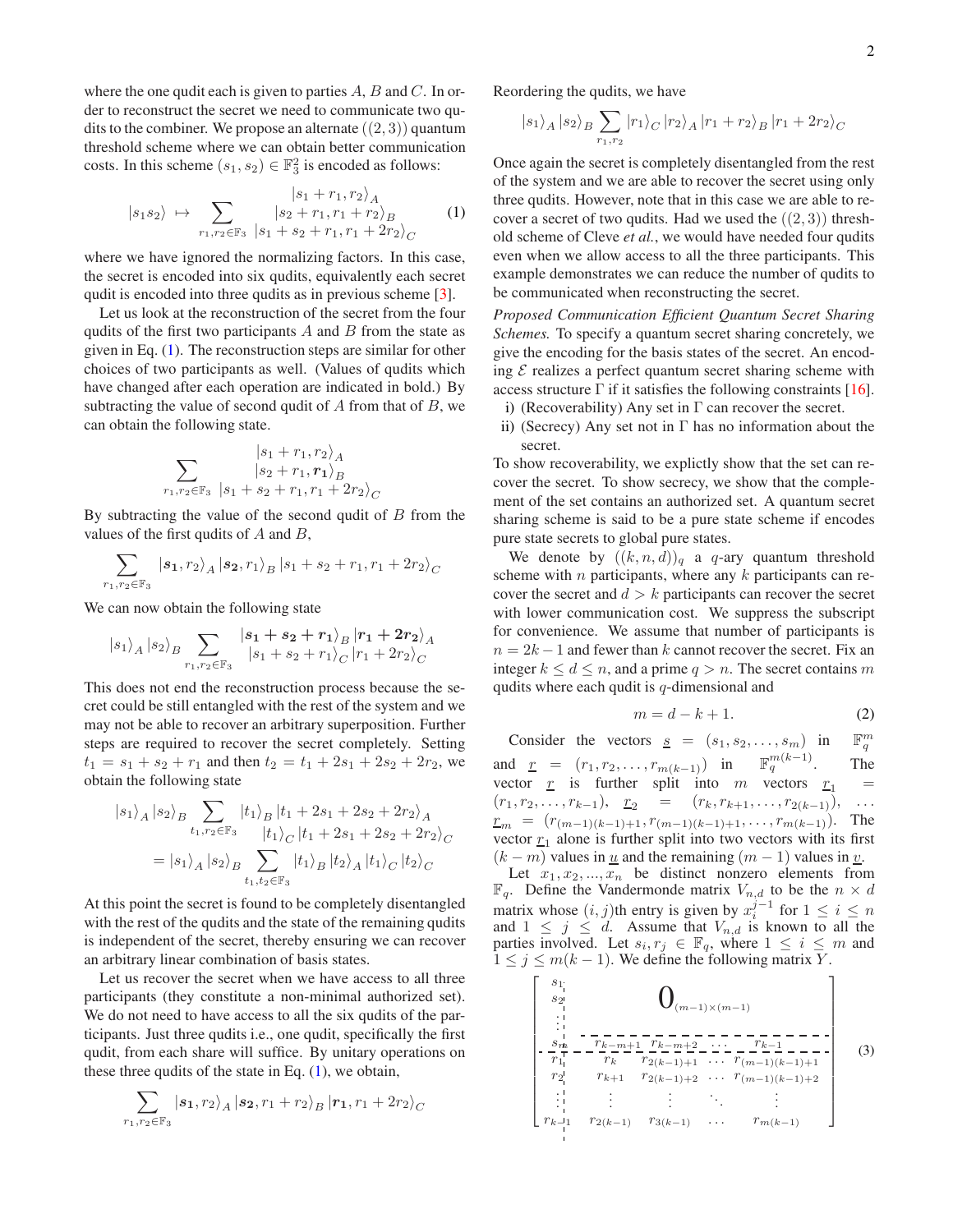where the one qudit each is given to parties $A$, $B$ and $C$. In order to reconstruct the secret we need to communicate two qudits to the combiner. We propose an alternate $((2,3))$ quantum threshold scheme where we can obtain better communication costs. In this scheme $(s_1, s_2) \in \mathbb{F}_3^2$ is encoded as follows:

$$|s_1 s_2\rangle \mapsto \sum_{r_1, r_2 \in \mathbb{F}_3} \begin{array}{c} |s_1 + r_1, r_2\rangle_A \\ |s_2 + r_1, r_1 + r_2\rangle_B \\ |s_1 + s_2 + r_1, r_1 + 2r_2\rangle_C \end{array} \quad (1)$$

where we have ignored the normalizing factors. In this case, the secret is encoded into six qudits, equivalently each secret qudit is encoded into three qudits as in previous scheme [3].

Let us look at the reconstruction of the secret from the four qudits of the first two participants $A$ and $B$ from the state as given in Eq. (1). The reconstruction steps are similar for other choices of two participants as well. (Values of qudits which have changed after each operation are indicated in bold.) By subtracting the value of second qudit of $A$ from that of $B$, we can obtain the following state.

$$\sum_{r_1, r_2 \in \mathbb{F}_3} \begin{array}{c} |s_1 + r_1, r_2\rangle_A \\ |s_2 + r_1, \boldsymbol{r_1}\rangle_B \\ |s_1 + s_2 + r_1, r_1 + 2r_2\rangle_C \end{array}$$

By subtracting the value of the second qudit of $B$ from the values of the first qudits of $A$ and $B$,

$$\sum_{r_1, r_2 \in \mathbb{F}_3} |\boldsymbol{s_1}, r_2\rangle_A |\boldsymbol{s_2}, r_1\rangle_B |s_1 + s_2 + r_1, r_1 + 2r_2\rangle_C$$

We can now obtain the following state

$$|s_1\rangle_A |s_2\rangle_B \sum_{r_1, r_2 \in \mathbb{F}_3} \begin{array}{c} |\boldsymbol{s_1 + s_2 + r_1}\rangle_B |\boldsymbol{r_1 + 2r_2}\rangle_A \\ |s_1 + s_2 + r_1\rangle_C |r_1 + 2r_2\rangle_C \end{array}$$

This does not end the reconstruction process because the secret could be still entangled with the rest of the system and we may not be able to recover an arbitrary superposition. Further steps are required to recover the secret completely. Setting $t_1 = s_1 + s_2 + r_1$ and then $t_2 = t_1 + 2s_1 + 2s_2 + 2r_2$, we obtain the following state

$$\begin{aligned} |s_1\rangle_A |s_2\rangle_B &\sum_{t_1, r_2 \in \mathbb{F}_3} \begin{array}{c} |t_1\rangle_B |t_1 + 2s_1 + 2s_2 + 2r_2\rangle_A \\ |t_1\rangle_C |t_1 + 2s_1 + 2s_2 + 2r_2\rangle_C \end{array} \\ = |s_1\rangle_A |s_2\rangle_B &\sum_{t_1, t_2 \in \mathbb{F}_3} |t_1\rangle_B |t_2\rangle_A |t_1\rangle_C |t_2\rangle_C \end{aligned}$$

At this point the secret is found to be completely disentangled with the rest of the qudits and the state of the remaining qudits is independent of the secret, thereby ensuring we can recover an arbitrary linear combination of basis states.

Let us recover the secret when we have access to all three participants (they constitute a non-minimal authorized set). We do not need to have access to all the six qudits of the participants. Just three qudits i.e., one qudit, specifically the first qudit, from each share will suffice. By unitary operations on these three qudits of the state in Eq. (1), we obtain,

$$\sum_{r_1, r_2 \in \mathbb{F}_3} |\boldsymbol{s_1}, r_2\rangle_A |\boldsymbol{s_2}, r_1 + r_2\rangle_B |\boldsymbol{r_1}, r_1 + 2r_2\rangle_C$$

Reordering the qudits, we have

$$|s_1\rangle_A |s_2\rangle_B \sum_{r_1, r_2} |r_1\rangle_C |r_2\rangle_A |r_1 + r_2\rangle_B |r_1 + 2r_2\rangle_C$$

Once again the secret is completely disentangled from the rest of the system and we are able to recover the secret using only three qudits. However, note that in this case we are able to recover a secret of two qudits. Had we used the $((2,3))$ threshold scheme of Cleve *et al.*, we would have needed four qudits even when we allow access to all the three participants. This example demonstrates we can reduce the number of qudits to be communicated when reconstructing the secret.

*Proposed Communication Efficient Quantum Secret Sharing Schemes.* To specify a quantum secret sharing concretely, we give the encoding for the basis states of the secret. An encoding $\mathcal{E}$ realizes a perfect quantum secret sharing scheme with access structure $\Gamma$ if it satisfies the following constraints [16].

i) (Recoverability) Any set in $\Gamma$ can recover the secret.
ii) (Secrecy) Any set not in $\Gamma$ has no information about the secret.

To show recoverability, we explictly show that the set can recover the secret. To show secrecy, we show that the complement of the set contains an authorized set. A quantum secret sharing scheme is said to be a pure state scheme if encodes pure state secrets to global pure states.

We denote by $((k, n, d))_q$ a $q$-ary quantum threshold scheme with $n$ participants, where any $k$ participants can recover the secret and $d > k$ participants can recover the secret with lower communication cost. We suppress the subscript for convenience. We assume that number of participants is $n = 2k - 1$ and fewer than $k$ cannot recover the secret. Fix an integer $k \leq d \leq n$, and a prime $q > n$. The secret contains $m$ qudits where each qudit is $q$-dimensional and

$$m = d - k + 1. \quad (2)$$

Consider the vectors $\underline{s} = (s_1, s_2, \ldots, s_m)$ in $\mathbb{F}_q^m$ and $\underline{r} = (r_1, r_2, \ldots, r_{m(k-1)})$ in $\mathbb{F}_q^{m(k-1)}$. The vector $\underline{r}$ is further split into $m$ vectors $\underline{r}_1 = (r_1, r_2, \ldots, r_{k-1})$, $\underline{r}_2 = (r_k, r_{k+1}, \ldots, r_{2(k-1)})$, $\ldots$ $\underline{r}_m = (r_{(m-1)(k-1)+1}, r_{(m-1)(k-1)+1}, \ldots, r_{m(k-1)})$. The vector $\underline{r}_1$ alone is further split into two vectors with its first $(k-m)$ values in $\underline{u}$ and the remaining $(m-1)$ values in $\underline{v}$.

Let $x_1, x_2, \ldots, x_n$ be distinct nonzero elements from $\mathbb{F}_q$. Define the Vandermonde matrix $V_{n,d}$ to be the $n \times d$ matrix whose $(i,j)$th entry is given by $x_i^{j-1}$ for $1 \leq i \leq n$ and $1 \leq j \leq d$. Assume that $V_{n,d}$ is known to all the parties involved. Let $s_i, r_j \in \mathbb{F}_q$, where $1 \leq i \leq m$ and $1 \leq j \leq m(k-1)$. We define the following matrix $Y$.

$$\left[\begin{array}{c|cccc} s_1 & & & & \\ s_2 & & \multicolumn{2}{c}{\mathbf{0}_{(m-1)\times(m-1)}} & \\ \vdots & & & & \\ \hline s_m & r_{k-m+1} & r_{k-m+2} & \cdots & r_{k-1} \\ \hline r_1 & r_k & r_{2(k-1)+1} & \cdots & r_{(m-1)(k-1)+1} \\ r_2 & r_{k+1} & r_{2(k-1)+2} & \cdots & r_{(m-1)(k-1)+2} \\ \vdots & \vdots & \vdots & \ddots & \vdots \\ r_{k-1} & r_{2(k-1)} & r_{3(k-1)} & \cdots & r_{m(k-1)} \end{array}\right] \quad (3)$$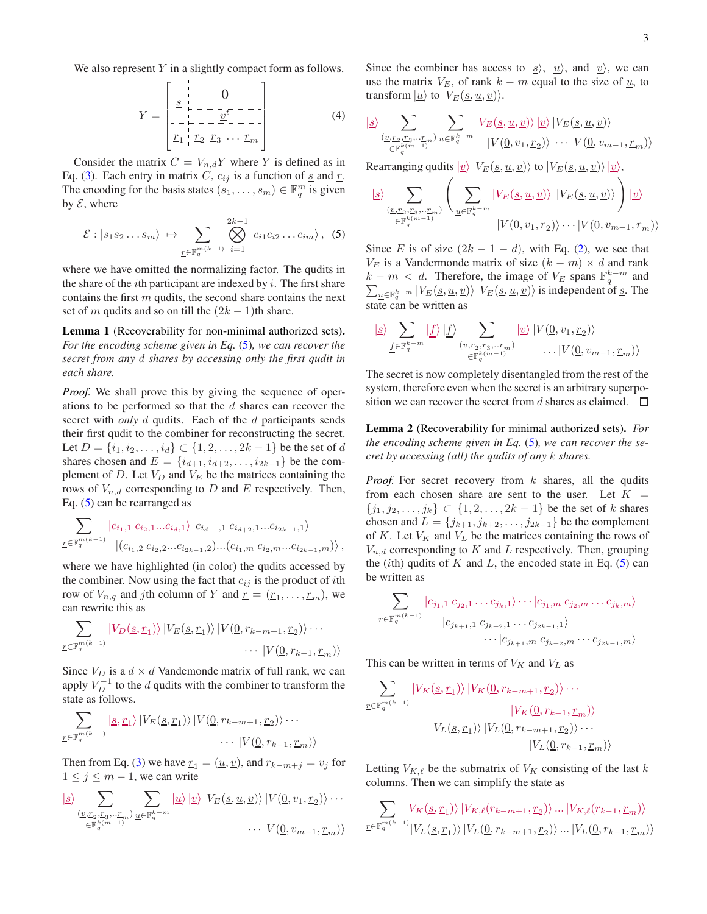We also represent $Y$ in a slightly compact form as follows.

$$Y = \left[\begin{array}{c|c} \underline{s} & 0 \\ \hline & \underline{v}^T \\ \hline \underline{r}_1 & \underline{r}_2 \;\; \underline{r}_3 \;\; \cdots \;\; \underline{r}_m \end{array}\right] \tag{4}$$

Consider the matrix $C = V_{n,d}Y$ where $Y$ is defined as in Eq. (3). Each entry in matrix $C$, $c_{ij}$ is a function of $\underline{s}$ and $\underline{r}$. The encoding for the basis states $(s_1, \ldots, s_m) \in \mathbb{F}_q^m$ is given by $\mathcal{E}$, where

$$\mathcal{E} : |s_1 s_2 \ldots s_m\rangle \;\mapsto \sum_{\underline{r}\in\mathbb{F}_q^{m(k-1)}} \bigotimes_{i=1}^{2k-1} |c_{i1} c_{i2} \ldots c_{im}\rangle\,, \tag{5}$$

where we have omitted the normalizing factor. The qudits in the share of the $i$th participant are indexed by $i$. The first share contains the first $m$ qudits, the second share contains the next set of $m$ qudits and so on till the $(2k-1)$th share.

**Lemma 1** (Recoverability for non-minimal authorized sets). *For the encoding scheme given in Eq. (5), we can recover the secret from any $d$ shares by accessing only the first qudit in each share.*

*Proof.* We shall prove this by giving the sequence of operations to be performed so that the $d$ shares can recover the secret with *only* $d$ qudits. Each of the $d$ participants sends their first qudit to the combiner for reconstructing the secret. Let $D = \{i_1, i_2, \ldots, i_d\} \subset \{1, 2, \ldots, 2k-1\}$ be the set of $d$ shares chosen and $E = \{i_{d+1}, i_{d+2}, \ldots, i_{2k-1}\}$ be the complement of $D$. Let $V_D$ and $V_E$ be the matrices containing the rows of $V_{n,d}$ corresponding to $D$ and $E$ respectively. Then, Eq. (5) can be rearranged as

$$\sum_{\underline{r}\in\mathbb{F}_q^{m(k-1)}} |c_{i_1,1}\, c_{i_2,1} \ldots c_{i_d,1}\rangle\, |c_{i_{d+1},1}\, c_{i_{d+2},1} \ldots c_{i_{2k-1},1}\rangle \\ |(c_{i_1,2}\, c_{i_2,2} \ldots c_{i_{2k-1},2}) \ldots (c_{i_1,m}\, c_{i_2,m} \ldots c_{i_{2k-1},m})\rangle\,,$$

where we have highlighted (in color) the qudits accessed by the combiner. Now using the fact that $c_{ij}$ is the product of $i$th row of $V_{n,q}$ and $j$th column of $Y$ and $\underline{r} = (\underline{r}_1, \ldots, \underline{r}_m)$, we can rewrite this as

$$\sum_{\underline{r}\in\mathbb{F}_q^{m(k-1)}} |V_D(\underline{s}, \underline{r}_1)\rangle\, |V_E(\underline{s}, \underline{r}_1)\rangle\, |V(\underline{0}, r_{k-m+1}, \underline{r}_2)\rangle \cdots \\ \cdots |V(\underline{0}, r_{k-1}, \underline{r}_m)\rangle$$

Since $V_D$ is a $d \times d$ Vandemonde matrix of full rank, we can apply $V_D^{-1}$ to the $d$ qudits with the combiner to transform the state as follows.

$$\sum_{\underline{r}\in\mathbb{F}_q^{m(k-1)}} |\underline{s}, \underline{r}_1\rangle\, |V_E(\underline{s}, \underline{r}_1)\rangle\, |V(\underline{0}, r_{k-m+1}, \underline{r}_2)\rangle \cdots \\ \cdots |V(\underline{0}, r_{k-1}, \underline{r}_m)\rangle$$

Then from Eq. (3) we have $\underline{r}_1 = (\underline{u}, \underline{v})$, and $r_{k-m+j} = v_j$ for $1 \le j \le m-1$, we can write

$$|\underline{s}\rangle \sum_{\substack{(\underline{v}, \underline{r}_2, \underline{r}_3 \ldots \underline{r}_m) \\ \in\mathbb{F}_q^{k(m-1)}}} \sum_{\underline{u}\in\mathbb{F}_q^{k-m}} |\underline{u}\rangle\, |\underline{v}\rangle\, |V_E(\underline{s}, \underline{u}, \underline{v})\rangle\, |V(\underline{0}, v_1, \underline{r}_2)\rangle \cdots \\ \cdots |V(\underline{0}, v_{m-1}, \underline{r}_m)\rangle$$

Since the combiner has access to $|\underline{s}\rangle$, $|\underline{u}\rangle$, and $|\underline{v}\rangle$, we can use the matrix $V_E$, of rank $k-m$ equal to the size of $\underline{u}$, to transform $|\underline{u}\rangle$ to $|V_E(\underline{s}, \underline{u}, \underline{v})\rangle$.

$$|\underline{s}\rangle \sum_{\substack{(\underline{v}, \underline{r}_2, \underline{r}_3 \ldots \underline{r}_m) \\ \in\mathbb{F}_q^{k(m-1)}}} \sum_{\underline{u}\in\mathbb{F}_q^{k-m}} |V_E(\underline{s}, \underline{u}, \underline{v})\rangle\, |\underline{v}\rangle\, |V_E(\underline{s}, \underline{u}, \underline{v})\rangle \\ |V(\underline{0}, v_1, \underline{r}_2)\rangle \cdots |V(\underline{0}, v_{m-1}, \underline{r}_m)\rangle$$

Rearranging qudits $|\underline{v}\rangle\, |V_E(\underline{s}, \underline{u}, \underline{v})\rangle$ to $|V_E(\underline{s}, \underline{u}, \underline{v})\rangle\, |\underline{v}\rangle$,

$$|\underline{s}\rangle \sum_{\substack{(\underline{v}, \underline{r}_2, \underline{r}_3 \ldots \underline{r}_m) \\ \in\mathbb{F}_q^{k(m-1)}}} \left( \sum_{\underline{u}\in\mathbb{F}_q^{k-m}} |V_E(\underline{s}, \underline{u}, \underline{v})\rangle\, |V_E(\underline{s}, \underline{u}, \underline{v})\rangle \right) |\underline{v}\rangle \\ |V(\underline{0}, v_1, \underline{r}_2)\rangle \cdots |V(\underline{0}, v_{m-1}, \underline{r}_m)\rangle$$

Since $E$ is of size $(2k-1-d)$, with Eq. (2), we see that $V_E$ is a Vandermonde matrix of size $(k-m) \times d$ and rank $k-m < d$. Therefore, the image of $V_E$ spans $\mathbb{F}_q^{k-m}$ and $\sum_{\underline{u}\in\mathbb{F}_q^{k-m}} |V_E(\underline{s}, \underline{u}, \underline{v})\rangle\, |V_E(\underline{s}, \underline{u}, \underline{v})\rangle$ is independent of $\underline{s}$. The state can be written as

$$|\underline{s}\rangle \sum_{\underline{f}\in\mathbb{F}_q^{k-m}} |\underline{f}\rangle\, |\underline{f}\rangle \sum_{\substack{(\underline{v}, \underline{r}_2, \underline{r}_3 \ldots \underline{r}_m) \\ \in\mathbb{F}_q^{k(m-1)}}} |\underline{v}\rangle\, |V(\underline{0}, v_1, \underline{r}_2)\rangle \\ \ldots |V(\underline{0}, v_{m-1}, \underline{r}_m)\rangle$$

The secret is now completely disentangled from the rest of the system, therefore even when the secret is an arbitrary superposition we can recover the secret from $d$ shares as claimed. $\square$

**Lemma 2** (Recoverability for minimal authorized sets). *For the encoding scheme given in Eq. (5), we can recover the secret by accessing (all) the qudits of any $k$ shares.*

*Proof.* For secret recovery from $k$ shares, all the qudits from each chosen share are sent to the user. Let $K = \{j_1, j_2, \ldots, j_k\} \subset \{1, 2, \ldots, 2k-1\}$ be the set of $k$ shares chosen and $L = \{j_{k+1}, j_{k+2}, \ldots, j_{2k-1}\}$ be the complement of $K$. Let $V_K$ and $V_L$ be the matrices containing the rows of $V_{n,d}$ corresponding to $K$ and $L$ respectively. Then, grouping the ($i$th) qudits of $K$ and $L$, the encoded state in Eq. (5) can be written as

$$\sum_{\underline{r}\in\mathbb{F}_q^{m(k-1)}} |c_{j_1,1}\, c_{j_2,1} \ldots c_{j_k,1}\rangle \cdots |c_{j_1,m}\, c_{j_2,m} \ldots c_{j_k,m}\rangle \\ |c_{j_{k+1},1}\, c_{j_{k+2},1} \ldots c_{j_{2k-1},1}\rangle \\ \cdots |c_{j_{k+1},m}\, c_{j_{k+2},m} \cdots c_{j_{2k-1},m}\rangle$$

This can be written in terms of $V_K$ and $V_L$ as

$$\sum_{\underline{r}\in\mathbb{F}_q^{m(k-1)}} |V_K(\underline{s}, \underline{r}_1)\rangle\, |V_K(\underline{0}, r_{k-m+1}, \underline{r}_2)\rangle \cdots \\ |V_K(\underline{0}, r_{k-1}, \underline{r}_m)\rangle \\ |V_L(\underline{s}, \underline{r}_1)\rangle\, |V_L(\underline{0}, r_{k-m+1}, \underline{r}_2)\rangle \cdots \\ |V_L(\underline{0}, r_{k-1}, \underline{r}_m)\rangle$$

Letting $V_{K,\ell}$ be the submatrix of $V_K$ consisting of the last $k$ columns. Then we can simplify the state as

$$\sum_{\underline{r}\in\mathbb{F}_q^{m(k-1)}} |V_K(\underline{s}, \underline{r}_1)\rangle\, |V_{K,\ell}(r_{k-m+1}, \underline{r}_2)\rangle \ldots |V_{K,\ell}(r_{k-1}, \underline{r}_m)\rangle \\ |V_L(\underline{s}, \underline{r}_1)\rangle\, |V_L(\underline{0}, r_{k-m+1}, \underline{r}_2)\rangle \ldots |V_L(\underline{0}, r_{k-1}, \underline{r}_m)\rangle$$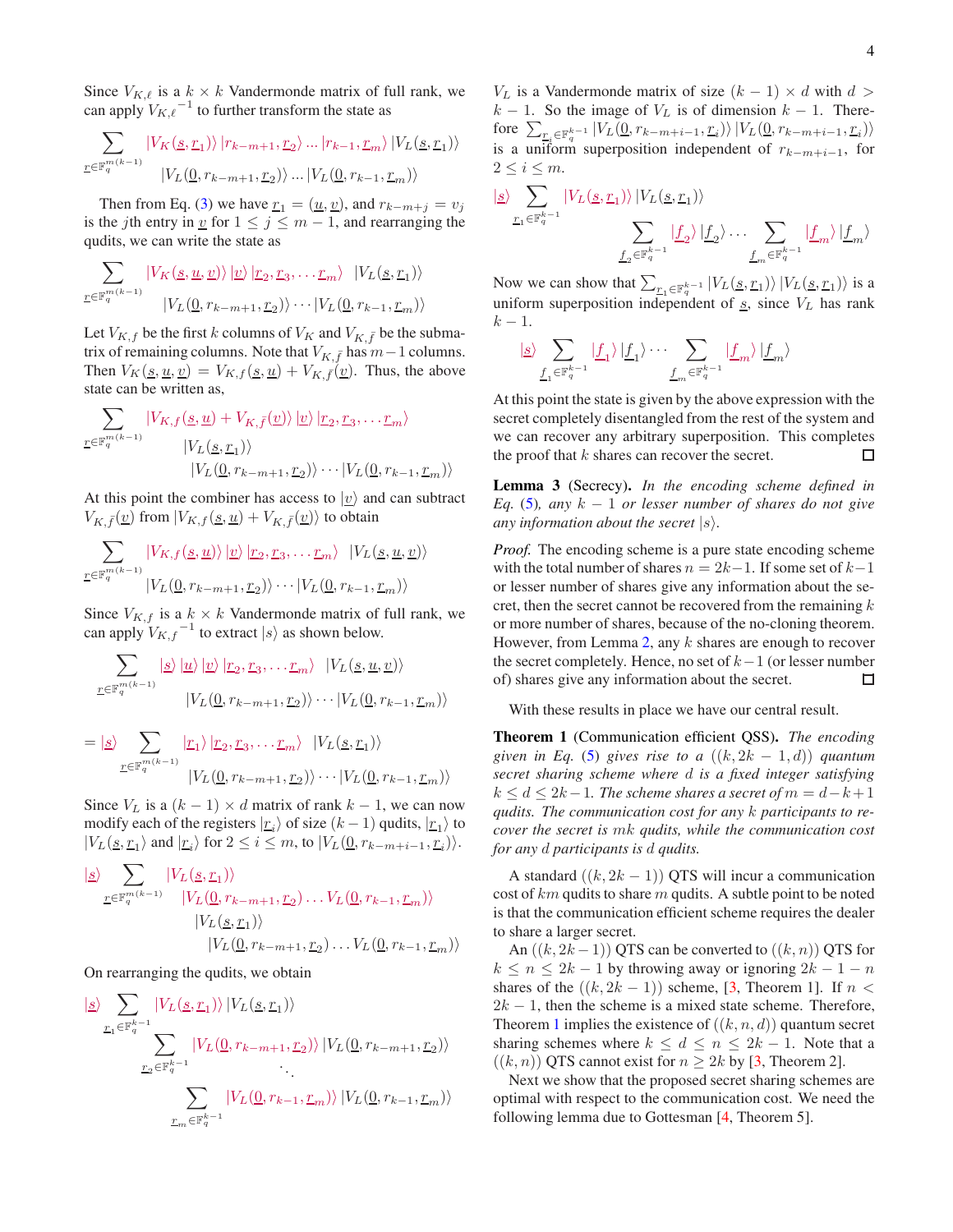Since $V_{K,\ell}$ is a $k \times k$ Vandermonde matrix of full rank, we can apply ${V_{K,\ell}}^{-1}$ to further transform the state as

$$\sum_{\underline{r} \in \mathbb{F}_q^{m(k-1)}} |V_K(\underline{s}, \underline{r}_1)\rangle \, |r_{k-m+1}, \underline{r}_2\rangle \ldots |r_{k-1}, \underline{r}_m\rangle \, |V_L(\underline{s}, \underline{r}_1)\rangle$$
$$|V_L(\underline{0}, r_{k-m+1}, \underline{r}_2)\rangle \ldots |V_L(\underline{0}, r_{k-1}, \underline{r}_m)\rangle$$

Then from Eq. (3) we have $\underline{r}_1 = (\underline{u}, \underline{v})$, and $r_{k-m+j} = v_j$ is the $j$th entry in $\underline{v}$ for $1 \leq j \leq m-1$, and rearranging the qudits, we can write the state as

$$\sum_{\underline{r} \in \mathbb{F}_q^{m(k-1)}} |V_K(\underline{s}, \underline{u}, \underline{v})\rangle \, |\underline{v}\rangle \, |\underline{r}_2, \underline{r}_3, \ldots \underline{r}_m\rangle \;\; |V_L(\underline{s}, \underline{r}_1)\rangle$$
$$|V_L(\underline{0}, r_{k-m+1}, \underline{r}_2)\rangle \cdots |V_L(\underline{0}, r_{k-1}, \underline{r}_m)\rangle$$

Let $V_{K,f}$ be the first $k$ columns of $V_K$ and $V_{K,\bar{f}}$ be the submatrix of remaining columns. Note that $V_{K,\bar{f}}$ has $m-1$ columns. Then $V_K(\underline{s}, \underline{u}, \underline{v}) = V_{K,f}(\underline{s}, \underline{u}) + V_{K,\bar{f}}(\underline{v})$. Thus, the above state can be written as,

$$\sum_{\underline{r} \in \mathbb{F}_q^{m(k-1)}} |V_{K,f}(\underline{s}, \underline{u}) + V_{K,\bar{f}}(\underline{v})\rangle \, |\underline{v}\rangle \, |\underline{r}_2, \underline{r}_3, \ldots \underline{r}_m\rangle$$
$$|V_L(\underline{s}, \underline{r}_1)\rangle$$
$$|V_L(\underline{0}, r_{k-m+1}, \underline{r}_2)\rangle \cdots |V_L(\underline{0}, r_{k-1}, \underline{r}_m)\rangle$$

At this point the combiner has access to $|\underline{v}\rangle$ and can subtract $V_{K,\bar{f}}(\underline{v})$ from $|V_{K,f}(\underline{s}, \underline{u}) + V_{K,\bar{f}}(\underline{v})\rangle$ to obtain

$$\sum_{\underline{r} \in \mathbb{F}_q^{m(k-1)}} |V_{K,f}(\underline{s}, \underline{u})\rangle \, |\underline{v}\rangle \, |\underline{r}_2, \underline{r}_3, \ldots \underline{r}_m\rangle \;\; |V_L(\underline{s}, \underline{u}, \underline{v})\rangle$$
$$|V_L(\underline{0}, r_{k-m+1}, \underline{r}_2)\rangle \cdots |V_L(\underline{0}, r_{k-1}, \underline{r}_m)\rangle$$

Since $V_{K,f}$ is a $k \times k$ Vandermonde matrix of full rank, we can apply ${V_{K,f}}^{-1}$ to extract $|s\rangle$ as shown below.

$$\sum_{\underline{r} \in \mathbb{F}_q^{m(k-1)}} |\underline{s}\rangle \, |\underline{u}\rangle \, |\underline{v}\rangle \, |\underline{r}_2, \underline{r}_3, \ldots \underline{r}_m\rangle \;\; |V_L(\underline{s}, \underline{u}, \underline{v})\rangle$$
$$|V_L(\underline{0}, r_{k-m+1}, \underline{r}_2)\rangle \cdots |V_L(\underline{0}, r_{k-1}, \underline{r}_m)\rangle$$

$$= |\underline{s}\rangle \sum_{\underline{r} \in \mathbb{F}_q^{m(k-1)}} |\underline{r}_1\rangle \, |\underline{r}_2, \underline{r}_3, \ldots \underline{r}_m\rangle \;\; |V_L(\underline{s}, \underline{r}_1)\rangle$$
$$|V_L(\underline{0}, r_{k-m+1}, \underline{r}_2)\rangle \cdots |V_L(\underline{0}, r_{k-1}, \underline{r}_m)\rangle$$

Since $V_L$ is a $(k-1) \times d$ matrix of rank $k-1$, we can now modify each of the registers $|\underline{r}_i\rangle$ of size $(k-1)$ qudits, $|\underline{r}_1\rangle$ to $|V_L(\underline{s}, \underline{r}_1\rangle$ and $|\underline{r}_i\rangle$ for $2 \leq i \leq m$, to $|V_L(\underline{0}, r_{k-m+i-1}, \underline{r}_i)\rangle$.

$$|\underline{s}\rangle \sum_{\underline{r} \in \mathbb{F}_q^{m(k-1)}} |V_L(\underline{s}, \underline{r}_1)\rangle$$
$$|V_L(\underline{0}, r_{k-m+1}, \underline{r}_2) \ldots V_L(\underline{0}, r_{k-1}, \underline{r}_m)\rangle$$
$$|V_L(\underline{s}, \underline{r}_1)\rangle$$
$$|V_L(\underline{0}, r_{k-m+1}, \underline{r}_2) \ldots V_L(\underline{0}, r_{k-1}, \underline{r}_m)\rangle$$

On rearranging the qudits, we obtain

$$|\underline{s}\rangle \sum_{\underline{r}_1 \in \mathbb{F}_q^{k-1}} |V_L(\underline{s}, \underline{r}_1)\rangle \, |V_L(\underline{s}, \underline{r}_1)\rangle$$
$$\sum_{\underline{r}_2 \in \mathbb{F}_q^{k-1}} |V_L(\underline{0}, r_{k-m+1}, \underline{r}_2)\rangle \, |V_L(\underline{0}, r_{k-m+1}, \underline{r}_2)\rangle$$
$$\ddots$$
$$\sum_{\underline{r}_m \in \mathbb{F}_q^{k-1}} |V_L(\underline{0}, r_{k-1}, \underline{r}_m)\rangle \, |V_L(\underline{0}, r_{k-1}, \underline{r}_m)\rangle$$

$V_L$ is a Vandermonde matrix of size $(k-1) \times d$ with $d > k-1$. So the image of $V_L$ is of dimension $k-1$. Therefore $\sum_{\underline{r}_i \in \mathbb{F}_q^{k-1}} |V_L(\underline{0}, r_{k-m+i-1}, \underline{r}_i)\rangle \, |V_L(\underline{0}, r_{k-m+i-1}, \underline{r}_i)\rangle$ is a uniform superposition independent of $r_{k-m+i-1}$, for $2 \leq i \leq m$.

$$|\underline{s}\rangle \sum_{\underline{r}_1 \in \mathbb{F}_q^{k-1}} |V_L(\underline{s}, \underline{r}_1)\rangle \, |V_L(\underline{s}, \underline{r}_1)\rangle$$
$$\sum_{\underline{f}_2 \in \mathbb{F}_q^{k-1}} |\underline{f}_2\rangle \, |\underline{f}_2\rangle \cdots \sum_{\underline{f}_m \in \mathbb{F}_q^{k-1}} |\underline{f}_m\rangle \, |\underline{f}_m\rangle$$

Now we can show that $\sum_{\underline{r}_1 \in \mathbb{F}_q^{k-1}} |V_L(\underline{s}, \underline{r}_1)\rangle \, |V_L(\underline{s}, \underline{r}_1)\rangle$ is a uniform superposition independent of $\underline{s}$, since $V_L$ has rank $k-1$.

$$|\underline{s}\rangle \sum_{\underline{f}_1 \in \mathbb{F}_q^{k-1}} |\underline{f}_1\rangle \, |\underline{f}_1\rangle \cdots \sum_{\underline{f}_m \in \mathbb{F}_q^{k-1}} |\underline{f}_m\rangle \, |\underline{f}_m\rangle$$

At this point the state is given by the above expression with the secret completely disentangled from the rest of the system and we can recover any arbitrary superposition. This completes the proof that $k$ shares can recover the secret. ☐

**Lemma 3** (Secrecy). *In the encoding scheme defined in Eq. (5), any $k-1$ or lesser number of shares do not give any information about the secret $|s\rangle$.*

*Proof.* The encoding scheme is a pure state encoding scheme with the total number of shares $n = 2k-1$. If some set of $k-1$ or lesser number of shares give any information about the secret, then the secret cannot be recovered from the remaining $k$ or more number of shares, because of the no-cloning theorem. However, from Lemma 2, any $k$ shares are enough to recover the secret completely. Hence, no set of $k-1$ (or lesser number of) shares give any information about the secret. ☐

With these results in place we have our central result.

**Theorem 1** (Communication efficient QSS). *The encoding given in Eq. (5) gives rise to a $((k, 2k-1, d))$ quantum secret sharing scheme where $d$ is a fixed integer satisfying $k \leq d \leq 2k-1$. The scheme shares a secret of $m = d-k+1$ qudits. The communication cost for any $k$ participants to recover the secret is $mk$ qudits, while the communication cost for any $d$ participants is $d$ qudits.*

A standard $((k, 2k-1))$ QTS will incur a communication cost of $km$ qudits to share $m$ qudits. A subtle point to be noted is that the communication efficient scheme requires the dealer to share a larger secret.

An $((k, 2k-1))$ QTS can be converted to $((k, n))$ QTS for $k \leq n \leq 2k-1$ by throwing away or ignoring $2k-1-n$ shares of the $((k, 2k-1))$ scheme, [3, Theorem 1]. If $n < 2k-1$, then the scheme is a mixed state scheme. Therefore, Theorem 1 implies the existence of $((k, n, d))$ quantum secret sharing schemes where $k \leq d \leq n \leq 2k-1$. Note that a $((k, n))$ QTS cannot exist for $n \geq 2k$ by [3, Theorem 2].

Next we show that the proposed secret sharing schemes are optimal with respect to the communication cost. We need the following lemma due to Gottesman [4, Theorem 5].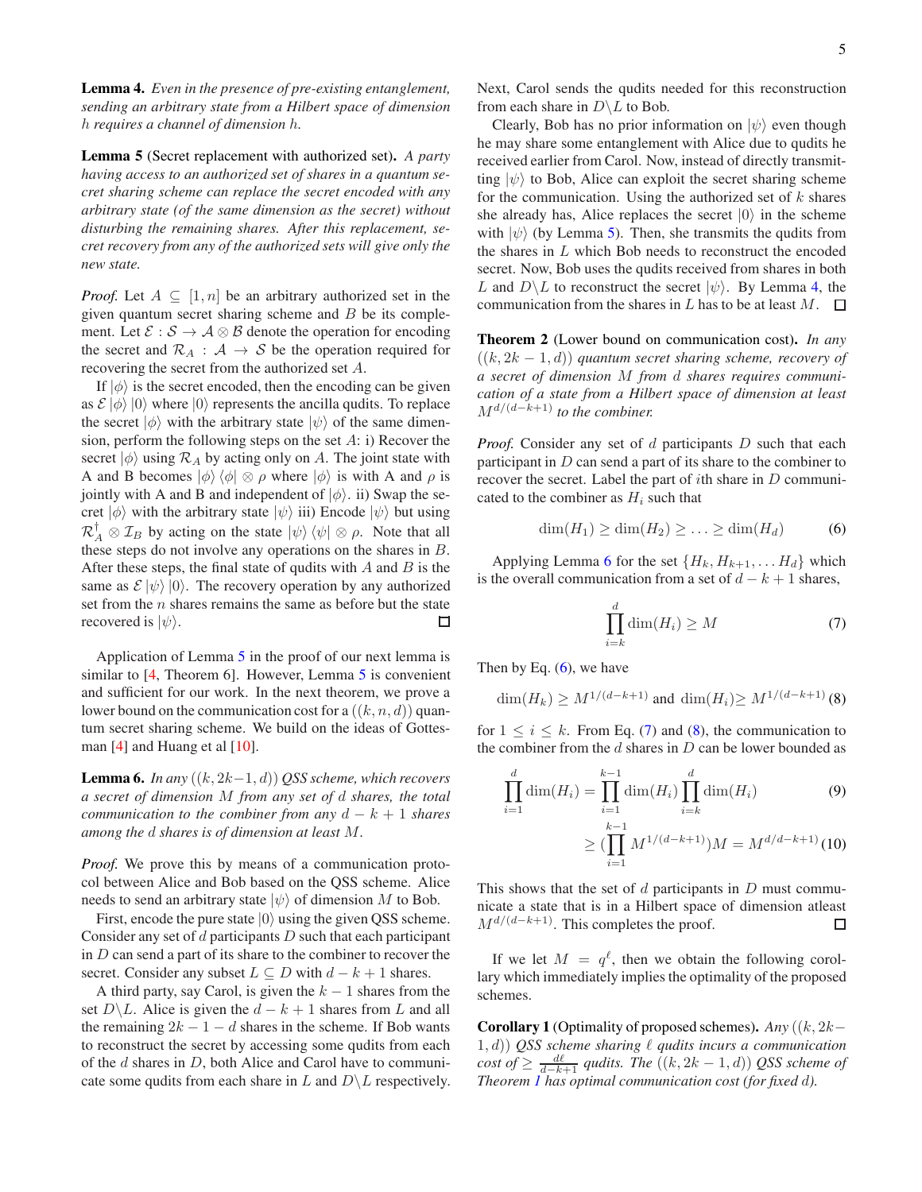**Lemma 4.** *Even in the presence of pre-existing entanglement, sending an arbitrary state from a Hilbert space of dimension $h$ requires a channel of dimension $h$.*

**Lemma 5** (Secret replacement with authorized set)**.** *A party having access to an authorized set of shares in a quantum secret sharing scheme can replace the secret encoded with any arbitrary state (of the same dimension as the secret) without disturbing the remaining shares. After this replacement, secret recovery from any of the authorized sets will give only the new state.*

*Proof.* Let $A \subseteq [1, n]$ be an arbitrary authorized set in the given quantum secret sharing scheme and $B$ be its complement. Let $\mathcal{E} : \mathcal{S} \to \mathcal{A} \otimes \mathcal{B}$ denote the operation for encoding the secret and $\mathcal{R}_A : \mathcal{A} \to \mathcal{S}$ be the operation required for recovering the secret from the authorized set $A$.

If $|\phi\rangle$ is the secret encoded, then the encoding can be given as $\mathcal{E} |\phi\rangle |0\rangle$ where $|0\rangle$ represents the ancilla qudits. To replace the secret $|\phi\rangle$ with the arbitrary state $|\psi\rangle$ of the same dimension, perform the following steps on the set $A$: i) Recover the secret $|\phi\rangle$ using $\mathcal{R}_A$ by acting only on $A$. The joint state with A and B becomes $|\phi\rangle \langle\phi| \otimes \rho$ where $|\phi\rangle$ is with A and $\rho$ is jointly with A and B and independent of $|\phi\rangle$. ii) Swap the secret $|\phi\rangle$ with the arbitrary state $|\psi\rangle$ iii) Encode $|\psi\rangle$ but using $\mathcal{R}_A^\dagger \otimes \mathcal{I}_B$ by acting on the state $|\psi\rangle \langle\psi| \otimes \rho$. Note that all these steps do not involve any operations on the shares in $B$. After these steps, the final state of qudits with $A$ and $B$ is the same as $\mathcal{E} |\psi\rangle |0\rangle$. The recovery operation by any authorized set from the $n$ shares remains the same as before but the state recovered is $|\psi\rangle$. ∎

Application of Lemma 5 in the proof of our next lemma is similar to [4, Theorem 6]. However, Lemma 5 is convenient and sufficient for our work. In the next theorem, we prove a lower bound on the communication cost for a $((k, n, d))$ quantum secret sharing scheme. We build on the ideas of Gottesman [4] and Huang et al [10].

**Lemma 6.** *In any $((k, 2k-1, d))$ QSS scheme, which recovers a secret of dimension $M$ from any set of $d$ shares, the total communication to the combiner from any $d - k + 1$ shares among the $d$ shares is of dimension at least $M$.*

*Proof.* We prove this by means of a communication protocol between Alice and Bob based on the QSS scheme. Alice needs to send an arbitrary state $|\psi\rangle$ of dimension $M$ to Bob.

First, encode the pure state $|0\rangle$ using the given QSS scheme. Consider any set of $d$ participants $D$ such that each participant in $D$ can send a part of its share to the combiner to recover the secret. Consider any subset $L \subseteq D$ with $d - k + 1$ shares.

A third party, say Carol, is given the $k - 1$ shares from the set $D \backslash L$. Alice is given the $d - k + 1$ shares from $L$ and all the remaining $2k - 1 - d$ shares in the scheme. If Bob wants to reconstruct the secret by accessing some qudits from each of the $d$ shares in $D$, both Alice and Carol have to communicate some qudits from each share in $L$ and $D \backslash L$ respectively. Next, Carol sends the qudits needed for this reconstruction from each share in $D \backslash L$ to Bob.

Clearly, Bob has no prior information on $|\psi\rangle$ even though he may share some entanglement with Alice due to qudits he received earlier from Carol. Now, instead of directly transmitting $|\psi\rangle$ to Bob, Alice can exploit the secret sharing scheme for the communication. Using the authorized set of $k$ shares she already has, Alice replaces the secret $|0\rangle$ in the scheme with $|\psi\rangle$ (by Lemma 5). Then, she transmits the qudits from the shares in $L$ which Bob needs to reconstruct the encoded secret. Now, Bob uses the qudits received from shares in both $L$ and $D \backslash L$ to reconstruct the secret $|\psi\rangle$. By Lemma 4, the communication from the shares in $L$ has to be at least $M$. ∎

**Theorem 2** (Lower bound on communication cost)**.** *In any $((k, 2k-1, d))$ quantum secret sharing scheme, recovery of a secret of dimension $M$ from $d$ shares requires communication of a state from a Hilbert space of dimension at least $M^{d/(d-k+1)}$ to the combiner.*

*Proof.* Consider any set of $d$ participants $D$ such that each participant in $D$ can send a part of its share to the combiner to recover the secret. Label the part of $i$th share in $D$ communicated to the combiner as $H_i$ such that

$$\dim(H_1) \geq \dim(H_2) \geq \ldots \geq \dim(H_d) \tag{6}$$

Applying Lemma 6 for the set $\{H_k, H_{k+1}, \ldots H_d\}$ which is the overall communication from a set of $d - k + 1$ shares,

$$\prod_{i=k}^{d} \dim(H_i) \geq M \tag{7}$$

Then by Eq. (6), we have

$$\dim(H_k) \geq M^{1/(d-k+1)} \text{ and } \dim(H_i) \geq M^{1/(d-k+1)} \tag{8}$$

for $1 \leq i \leq k$. From Eq. (7) and (8), the communication to the combiner from the $d$ shares in $D$ can be lower bounded as

$$\prod_{i=1}^{d} \dim(H_i) = \prod_{i=1}^{k-1} \dim(H_i) \prod_{i=k}^{d} \dim(H_i) \tag{9}$$

$$\geq (\prod_{i=1}^{k-1} M^{1/(d-k+1)}) M = M^{d/d-k+1)} \tag{10}$$

This shows that the set of $d$ participants in $D$ must communicate a state that is in a Hilbert space of dimension atleast $M^{d/(d-k+1)}$. This completes the proof. ∎

If we let $M = q^\ell$, then we obtain the following corollary which immediately implies the optimality of the proposed schemes.

**Corollary 1** (Optimality of proposed schemes)**.** *Any $((k, 2k-1, d))$ QSS scheme sharing $\ell$ qudits incurs a communication cost of $\geq \frac{d\ell}{d-k+1}$ qudits. The $((k, 2k-1, d))$ QSS scheme of Theorem 1 has optimal communication cost (for fixed $d$).*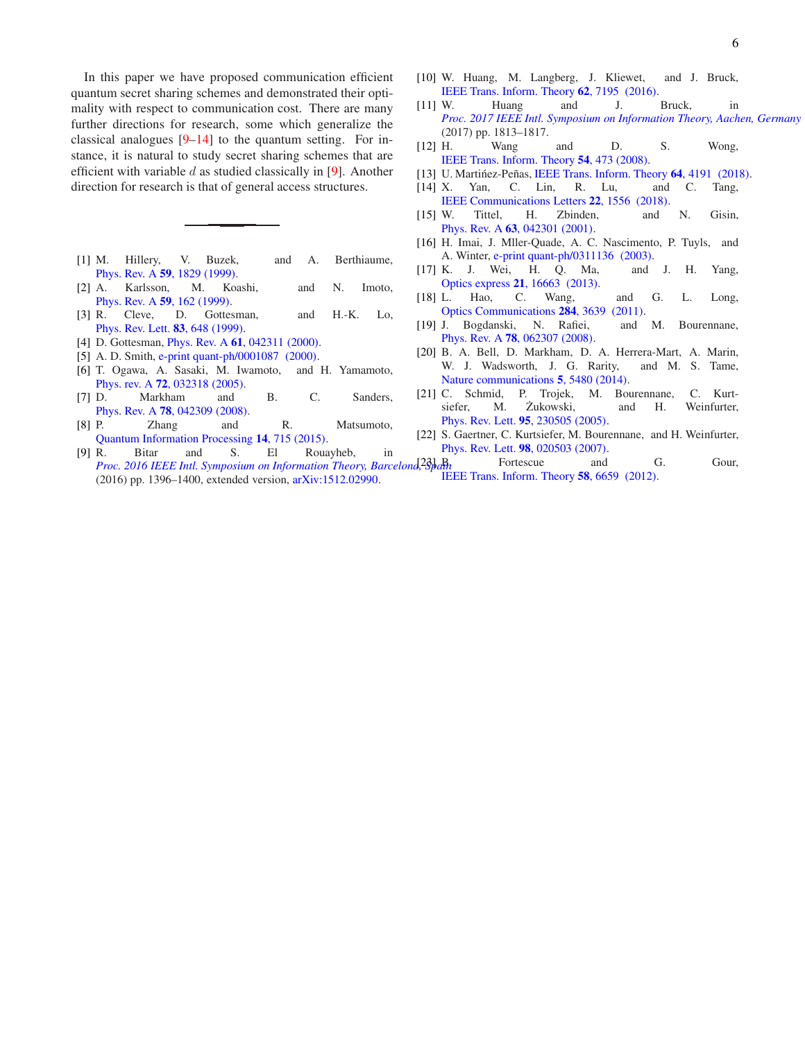In this paper we have proposed communication efficient quantum secret sharing schemes and demonstrated their optimality with respect to communication cost. There are many further directions for research, some which generalize the classical analogues [9–14] to the quantum setting. For instance, it is natural to study secret sharing schemes that are efficient with variable $d$ as studied classically in [9]. Another direction for research is that of general access structures.

---

[1] M. Hillery, V. Buzek, and A. Berthiaume, Phys. Rev. A **59**, 1829 (1999).

[2] A. Karlsson, M. Koashi, and N. Imoto, Phys. Rev. A **59**, 162 (1999).

[3] R. Cleve, D. Gottesman, and H.-K. Lo, Phys. Rev. Lett. **83**, 648 (1999).

[4] D. Gottesman, Phys. Rev. A **61**, 042311 (2000).

[5] A. D. Smith, e-print quant-ph/0001087 (2000).

[6] T. Ogawa, A. Sasaki, M. Iwamoto, and H. Yamamoto, Phys. rev. A **72**, 032318 (2005).

[7] D. Markham and B. C. Sanders, Phys. Rev. A **78**, 042309 (2008).

[8] P. Zhang and R. Matsumoto, Quantum Information Processing **14**, 715 (2015).

[9] R. Bitar and S. El Rouayheb, in *Proc. 2016 IEEE Intl. Symposium on Information Theory, Barcelona, Spain* (2016) pp. 1396–1400, extended version, arXiv:1512.02990.

[10] W. Huang, M. Langberg, J. Kliewet, and J. Bruck, IEEE Trans. Inform. Theory **62**, 7195 (2016).

[11] W. Huang and J. Bruck, in *Proc. 2017 IEEE Intl. Symposium on Information Theory, Aachen, Germany* (2017) pp. 1813–1817.

[12] H. Wang and D. S. Wong, IEEE Trans. Inform. Theory **54**, 473 (2008).

[13] U. Martińez-Peñas, IEEE Trans. Inform. Theory **64**, 4191 (2018).

[14] X. Yan, C. Lin, R. Lu, and C. Tang, IEEE Communications Letters **22**, 1556 (2018).

[15] W. Tittel, H. Zbinden, and N. Gisin, Phys. Rev. A **63**, 042301 (2001).

[16] H. Imai, J. Mller-Quade, A. C. Nascimento, P. Tuyls, and A. Winter, e-print quant-ph/0311136 (2003).

[17] K. J. Wei, H. Q. Ma, and J. H. Yang, Optics express **21**, 16663 (2013).

[18] L. Hao, C. Wang, and G. L. Long, Optics Communications **284**, 3639 (2011).

[19] J. Bogdanski, N. Rafiei, and M. Bourennane, Phys. Rev. A **78**, 062307 (2008).

[20] B. A. Bell, D. Markham, D. A. Herrera-Mart, A. Marin, W. J. Wadsworth, J. G. Rarity, and M. S. Tame, Nature communications **5**, 5480 (2014).

[21] C. Schmid, P. Trojek, M. Bourennane, C. Kurtsiefer, M. Żukowski, and H. Weinfurter, Phys. Rev. Lett. **95**, 230505 (2005).

[22] S. Gaertner, C. Kurtsiefer, M. Bourennane, and H. Weinfurter, Phys. Rev. Lett. **98**, 020503 (2007).

[23] B. Fortescue and G. Gour, IEEE Trans. Inform. Theory **58**, 6659 (2012).